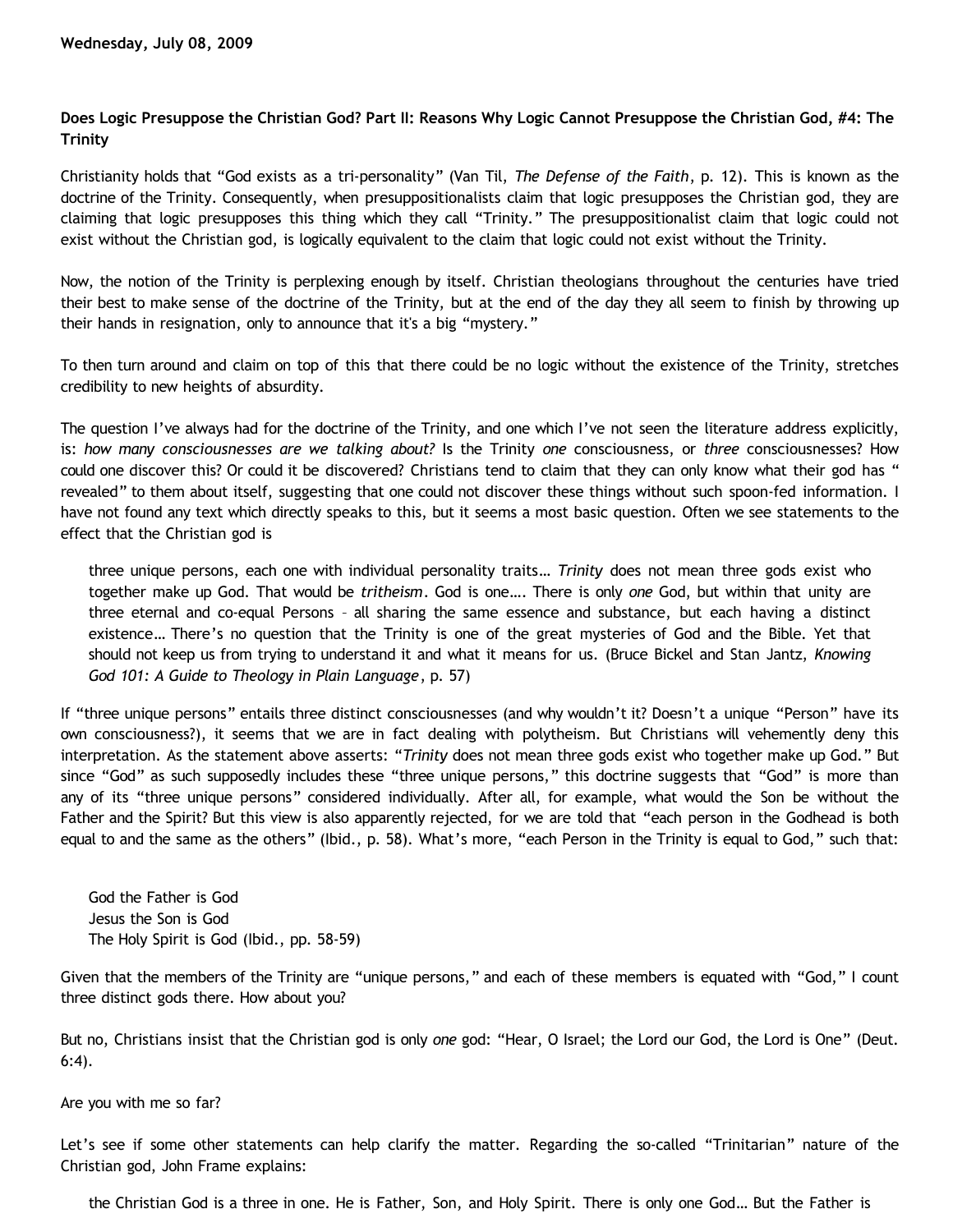**Wednesday, July 08, 2009**

**Does Logic Presuppose the Christian God? Part II: Reasons Why Logic Cannot Presuppose the Christian God, #4: The Trinity**

Christianity holds that "God exists as a tri-personality" (Van Til, *The Defense of the Faith*, p. 12). This is known as the doctrine of the Trinity. Consequently, when presuppositionalists claim that logic presupposes the Christian god, they are claiming that logic presupposes this thing which they call "Trinity." The presuppositionalist claim that logic could not exist without the Christian god, is logically equivalent to the claim that logic could not exist without the Trinity.

Now, the notion of the Trinity is perplexing enough by itself. Christian theologians throughout the centuries have tried their best to make sense of the doctrine of the Trinity, but at the end of the day they all seem to finish by throwing up their hands in resignation, only to announce that it's a big "mystery."

To then turn around and claim on top of this that there could be no logic without the existence of the Trinity, stretches credibility to new heights of absurdity.

The question I've always had for the doctrine of the Trinity, and one which I've not seen the literature address explicitly, is: *how many consciousnesses are we talking about?* Is the Trinity *one* consciousness, or *three* consciousnesses? How could one discover this? Or could it be discovered? Christians tend to claim that they can only know what their god has " revealed" to them about itself, suggesting that one could not discover these things without such spoon-fed information. I have not found any text which directly speaks to this, but it seems a most basic question. Often we see statements to the effect that the Christian god is

> three unique persons, each one with individual personality traits… *Trinity* does not mean three gods exist who together make up God. That would be *tritheism*. God is one…. There is only *one* God, but within that unity are three eternal and co-equal Persons – all sharing the same essence and substance, but each having a distinct existence… There's no question that the Trinity is one of the great mysteries of God and the Bible. Yet that should not keep us from trying to understand it and what it means for us. (Bruce Bickel and Stan Jantz, *Knowing God 101: A Guide to Theology in Plain Language*, p. 57)

If "three unique persons" entails three distinct consciousnesses (and why wouldn't it? Doesn't a unique "Person" have its own consciousness?), it seems that we are in fact dealing with polytheism. But Christians will vehemently deny this interpretation. As the statement above asserts: "*Trinity* does not mean three gods exist who together make up God." But since "God" as such supposedly includes these "three unique persons," this doctrine suggests that "God" is more than any of its "three unique persons" considered individually. After all, for example, what would the Son be without the Father and the Spirit? But this view is also apparently rejected, for we are told that "each person in the Godhead is both equal to and the same as the others" (Ibid., p. 58). What's more, "each Person in the Trinity is equal to God," such that:

> God the Father is God
> Jesus the Son is God
> The Holy Spirit is God (Ibid., pp. 58-59)

Given that the members of the Trinity are "unique persons," and each of these members is equated with "God," I count three distinct gods there. How about you?

But no, Christians insist that the Christian god is only *one* god: "Hear, O Israel; the Lord our God, the Lord is One" (Deut. 6:4).

Are you with me so far?

Let's see if some other statements can help clarify the matter. Regarding the so-called "Trinitarian" nature of the Christian god, John Frame explains:

> the Christian God is a three in one. He is Father, Son, and Holy Spirit. There is only one God… But the Father is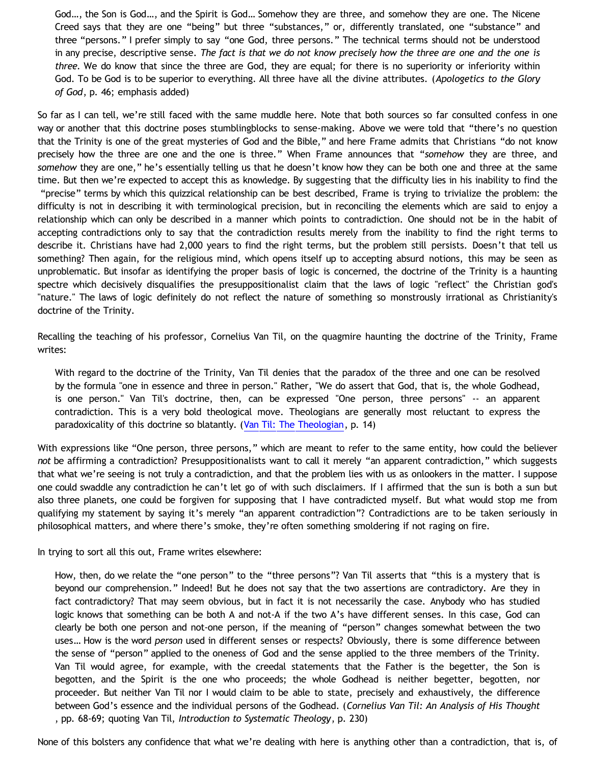> God…, the Son is God…, and the Spirit is God… Somehow they are three, and somehow they are one. The Nicene Creed says that they are one "being" but three "substances," or, differently translated, one "substance" and three "persons." I prefer simply to say "one God, three persons." The technical terms should not be understood in any precise, descriptive sense. *The fact is that we do not know precisely how the three are one and the one is three.* We do know that since the three are God, they are equal; for there is no superiority or inferiority within God. To be God is to be superior to everything. All three have all the divine attributes. (*Apologetics to the Glory of God*, p. 46; emphasis added)

So far as I can tell, we're still faced with the same muddle here. Note that both sources so far consulted confess in one way or another that this doctrine poses stumblingblocks to sense-making. Above we were told that "there's no question that the Trinity is one of the great mysteries of God and the Bible," and here Frame admits that Christians "do not know precisely how the three are one and the one is three." When Frame announces that "*somehow* they are three, and *somehow* they are one," he's essentially telling us that he doesn't know how they can be both one and three at the same time. But then we're expected to accept this as knowledge. By suggesting that the difficulty lies in his inability to find the "precise" terms by which this quizzical relationship can be best described, Frame is trying to trivialize the problem: the difficulty is not in describing it with terminological precision, but in reconciling the elements which are said to enjoy a relationship which can only be described in a manner which points to contradiction. One should not be in the habit of accepting contradictions only to say that the contradiction results merely from the inability to find the right terms to describe it. Christians have had 2,000 years to find the right terms, but the problem still persists. Doesn't that tell us something? Then again, for the religious mind, which opens itself up to accepting absurd notions, this may be seen as unproblematic. But insofar as identifying the proper basis of logic is concerned, the doctrine of the Trinity is a haunting spectre which decisively disqualifies the presuppositionalist claim that the laws of logic "reflect" the Christian god's "nature." The laws of logic definitely do not reflect the nature of something so monstrously irrational as Christianity's doctrine of the Trinity.

Recalling the teaching of his professor, Cornelius Van Til, on the quagmire haunting the doctrine of the Trinity, Frame writes:

> With regard to the doctrine of the Trinity, Van Til denies that the paradox of the three and one can be resolved by the formula "one in essence and three in person." Rather, "We do assert that God, that is, the whole Godhead, is one person." Van Til's doctrine, then, can be expressed "One person, three persons" -- an apparent contradiction. This is a very bold theological move. Theologians are generally most reluctant to express the paradoxicality of this doctrine so blatantly. (Van Til: The Theologian, p. 14)

With expressions like "One person, three persons," which are meant to refer to the same entity, how could the believer *not* be affirming a contradiction? Presuppositionalists want to call it merely "an apparent contradiction," which suggests that what we're seeing is not truly a contradiction, and that the problem lies with us as onlookers in the matter. I suppose one could swaddle any contradiction he can't let go of with such disclaimers. If I affirmed that the sun is both a sun but also three planets, one could be forgiven for supposing that I have contradicted myself. But what would stop me from qualifying my statement by saying it's merely "an apparent contradiction"? Contradictions are to be taken seriously in philosophical matters, and where there's smoke, they're often something smoldering if not raging on fire.

In trying to sort all this out, Frame writes elsewhere:

> How, then, do we relate the "one person" to the "three persons"? Van Til asserts that "this is a mystery that is beyond our comprehension." Indeed! But he does not say that the two assertions are contradictory. Are they in fact contradictory? That may seem obvious, but in fact it is not necessarily the case. Anybody who has studied logic knows that something can be both A and not-A if the two A's have different senses. In this case, God can clearly be both one person and not-one person, if the meaning of "person" changes somewhat between the two uses… How is the word *person* used in different senses or respects? Obviously, there is some difference between the sense of "person" applied to the oneness of God and the sense applied to the three members of the Trinity. Van Til would agree, for example, with the creedal statements that the Father is the begetter, the Son is begotten, and the Spirit is the one who proceeds; the whole Godhead is neither begetter, begotten, nor proceeder. But neither Van Til nor I would claim to be able to state, precisely and exhaustively, the difference between God's essence and the individual persons of the Godhead. (*Cornelius Van Til: An Analysis of His Thought*, pp. 68-69; quoting Van Til, *Introduction to Systematic Theology*, p. 230)

None of this bolsters any confidence that what we're dealing with here is anything other than a contradiction, that is, of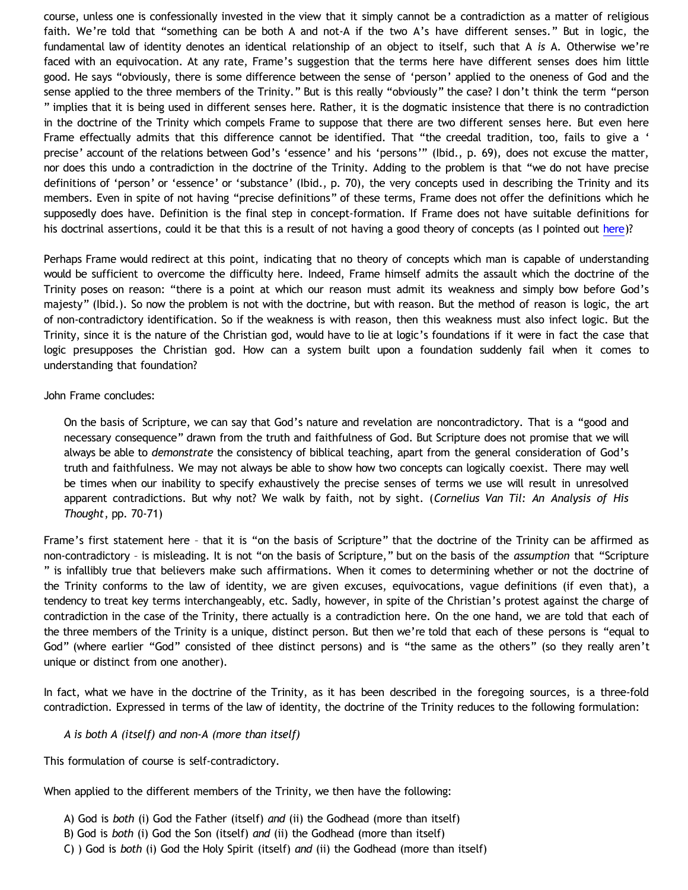course, unless one is confessionally invested in the view that it simply cannot be a contradiction as a matter of religious faith. We're told that "something can be both A and not-A if the two A's have different senses." But in logic, the fundamental law of identity denotes an identical relationship of an object to itself, such that A *is* A. Otherwise we're faced with an equivocation. At any rate, Frame's suggestion that the terms here have different senses does him little good. He says "obviously, there is some difference between the sense of 'person' applied to the oneness of God and the sense applied to the three members of the Trinity." But is this really "obviously" the case? I don't think the term "person " implies that it is being used in different senses here. Rather, it is the dogmatic insistence that there is no contradiction in the doctrine of the Trinity which compels Frame to suppose that there are two different senses here. But even here Frame effectually admits that this difference cannot be identified. That "the creedal tradition, too, fails to give a ' precise' account of the relations between God's 'essence' and his 'persons'" (Ibid., p. 69), does not excuse the matter, nor does this undo a contradiction in the doctrine of the Trinity. Adding to the problem is that "we do not have precise definitions of 'person' or 'essence' or 'substance' (Ibid., p. 70), the very concepts used in describing the Trinity and its members. Even in spite of not having "precise definitions" of these terms, Frame does not offer the definitions which he supposedly does have. Definition is the final step in concept-formation. If Frame does not have suitable definitions for his doctrinal assertions, could it be that this is a result of not having a good theory of concepts (as I pointed out here)?

Perhaps Frame would redirect at this point, indicating that no theory of concepts which man is capable of understanding would be sufficient to overcome the difficulty here. Indeed, Frame himself admits the assault which the doctrine of the Trinity poses on reason: "there is a point at which our reason must admit its weakness and simply bow before God's majesty" (Ibid.). So now the problem is not with the doctrine, but with reason. But the method of reason is logic, the art of non-contradictory identification. So if the weakness is with reason, then this weakness must also infect logic. But the Trinity, since it is the nature of the Christian god, would have to lie at logic's foundations if it were in fact the case that logic presupposes the Christian god. How can a system built upon a foundation suddenly fail when it comes to understanding that foundation?

John Frame concludes:

> On the basis of Scripture, we can say that God's nature and revelation are noncontradictory. That is a "good and necessary consequence" drawn from the truth and faithfulness of God. But Scripture does not promise that we will always be able to *demonstrate* the consistency of biblical teaching, apart from the general consideration of God's truth and faithfulness. We may not always be able to show how two concepts can logically coexist. There may well be times when our inability to specify exhaustively the precise senses of terms we use will result in unresolved apparent contradictions. But why not? We walk by faith, not by sight. (*Cornelius Van Til: An Analysis of His Thought*, pp. 70-71)

Frame's first statement here – that it is "on the basis of Scripture" that the doctrine of the Trinity can be affirmed as non-contradictory – is misleading. It is not "on the basis of Scripture," but on the basis of the *assumption* that "Scripture " is infallibly true that believers make such affirmations. When it comes to determining whether or not the doctrine of the Trinity conforms to the law of identity, we are given excuses, equivocations, vague definitions (if even that), a tendency to treat key terms interchangeably, etc. Sadly, however, in spite of the Christian's protest against the charge of contradiction in the case of the Trinity, there actually is a contradiction here. On the one hand, we are told that each of the three members of the Trinity is a unique, distinct person. But then we're told that each of these persons is "equal to God" (where earlier "God" consisted of thee distinct persons) and is "the same as the others" (so they really aren't unique or distinct from one another).

In fact, what we have in the doctrine of the Trinity, as it has been described in the foregoing sources, is a three-fold contradiction. Expressed in terms of the law of identity, the doctrine of the Trinity reduces to the following formulation:

> *A is both A (itself) and non-A (more than itself)*

This formulation of course is self-contradictory.

When applied to the different members of the Trinity, we then have the following:

> A) God is *both* (i) God the Father (itself) *and* (ii) the Godhead (more than itself)
> B) God is *both* (i) God the Son (itself) *and* (ii) the Godhead (more than itself)
> C) ) God is *both* (i) God the Holy Spirit (itself) *and* (ii) the Godhead (more than itself)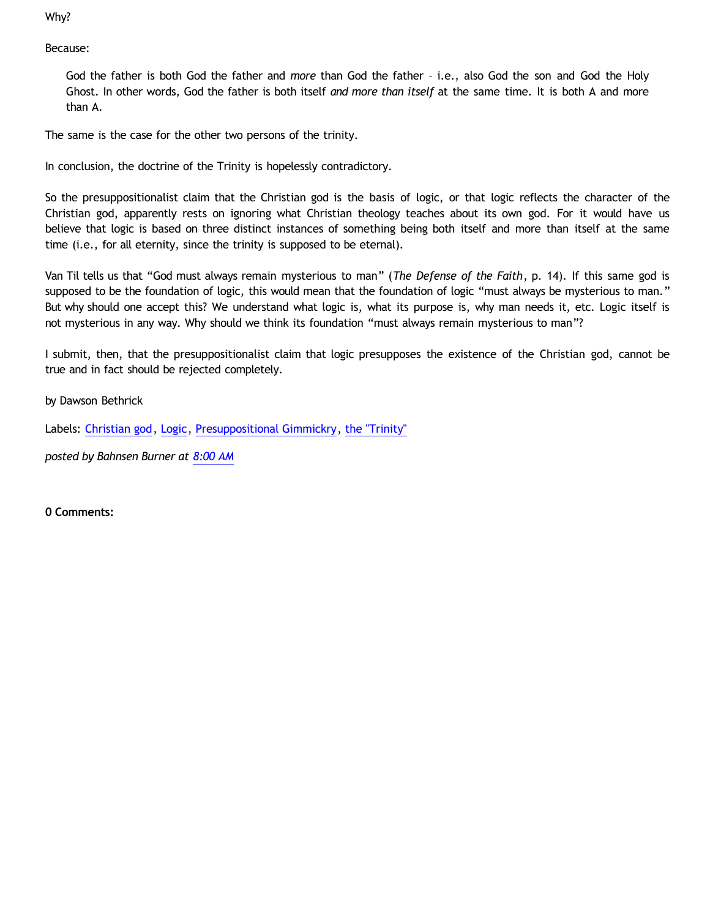Why?

Because:

> God the father is both God the father and *more* than God the father – i.e., also God the son and God the Holy Ghost. In other words, God the father is both itself *and more than itself* at the same time. It is both A and more than A.

The same is the case for the other two persons of the trinity.

In conclusion, the doctrine of the Trinity is hopelessly contradictory.

So the presuppositionalist claim that the Christian god is the basis of logic, or that logic reflects the character of the Christian god, apparently rests on ignoring what Christian theology teaches about its own god. For it would have us believe that logic is based on three distinct instances of something being both itself and more than itself at the same time (i.e., for all eternity, since the trinity is supposed to be eternal).

Van Til tells us that "God must always remain mysterious to man" (*The Defense of the Faith*, p. 14). If this same god is supposed to be the foundation of logic, this would mean that the foundation of logic "must always be mysterious to man." But why should one accept this? We understand what logic is, what its purpose is, why man needs it, etc. Logic itself is not mysterious in any way. Why should we think its foundation "must always remain mysterious to man"?

I submit, then, that the presuppositionalist claim that logic presupposes the existence of the Christian god, cannot be true and in fact should be rejected completely.

by Dawson Bethrick

Labels: Christian god, Logic, Presuppositional Gimmickry, the "Trinity"

*posted by Bahnsen Burner at 8:00 AM*

**0 Comments:**